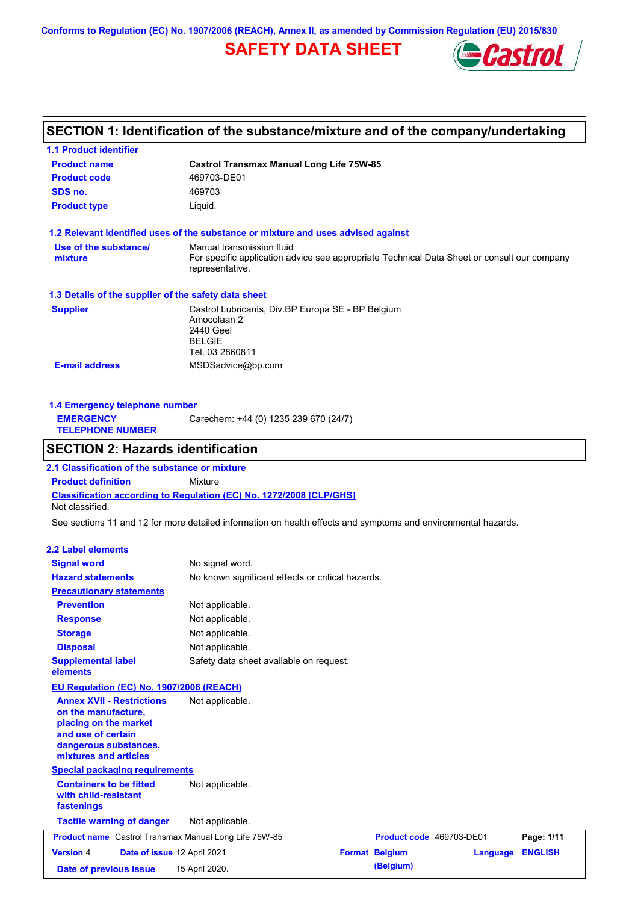Conforms to Regulation (EC) No. 1907/2006 (REACH), Annex II, as amended by Commission Regulation (EU) 2015/830

# SAFETY DATA SHEET

## SECTION 1: Identification of the substance/mixture and of the company/undertaking

### 1.1 Product identifier

| | |
|---|---|
| **Product name** | **Castrol Transmax Manual Long Life 75W-85** |
| **Product code** | 469703-DE01 |
| **SDS no.** | 469703 |
| **Product type** | Liquid. |

### 1.2 Relevant identified uses of the substance or mixture and uses advised against

| | |
|---|---|
| **Use of the substance/ mixture** | Manual transmission fluid<br>For specific application advice see appropriate Technical Data Sheet or consult our company representative. |

### 1.3 Details of the supplier of the safety data sheet

| | |
|---|---|
| **Supplier** | Castrol Lubricants, Div.BP Europa SE - BP Belgium<br>Amocolaan 2<br>2440 Geel<br>BELGIE<br>Tel. 03 2860811 |
| **E-mail address** | MSDSadvice@bp.com |

### 1.4 Emergency telephone number

| | |
|---|---|
| **EMERGENCY TELEPHONE NUMBER** | Carechem: +44 (0) 1235 239 670 (24/7) |

## SECTION 2: Hazards identification

### 2.1 Classification of the substance or mixture

**Product definition** Mixture

**Classification according to Regulation (EC) No. 1272/2008 [CLP/GHS]**

Not classified.

See sections 11 and 12 for more detailed information on health effects and symptoms and environmental hazards.

### 2.2 Label elements

| | |
|---|---|
| **Signal word** | No signal word. |
| **Hazard statements** | No known significant effects or critical hazards. |
| **Precautionary statements** | |
| **Prevention** | Not applicable. |
| **Response** | Not applicable. |
| **Storage** | Not applicable. |
| **Disposal** | Not applicable. |
| **Supplemental label elements** | Safety data sheet available on request. |

**EU Regulation (EC) No. 1907/2006 (REACH)**

| | |
|---|---|
| **Annex XVII - Restrictions on the manufacture, placing on the market and use of certain dangerous substances, mixtures and articles** | Not applicable. |

**Special packaging requirements**

| | |
|---|---|
| **Containers to be fitted with child-resistant fastenings** | Not applicable. |
| **Tactile warning of danger** | Not applicable. |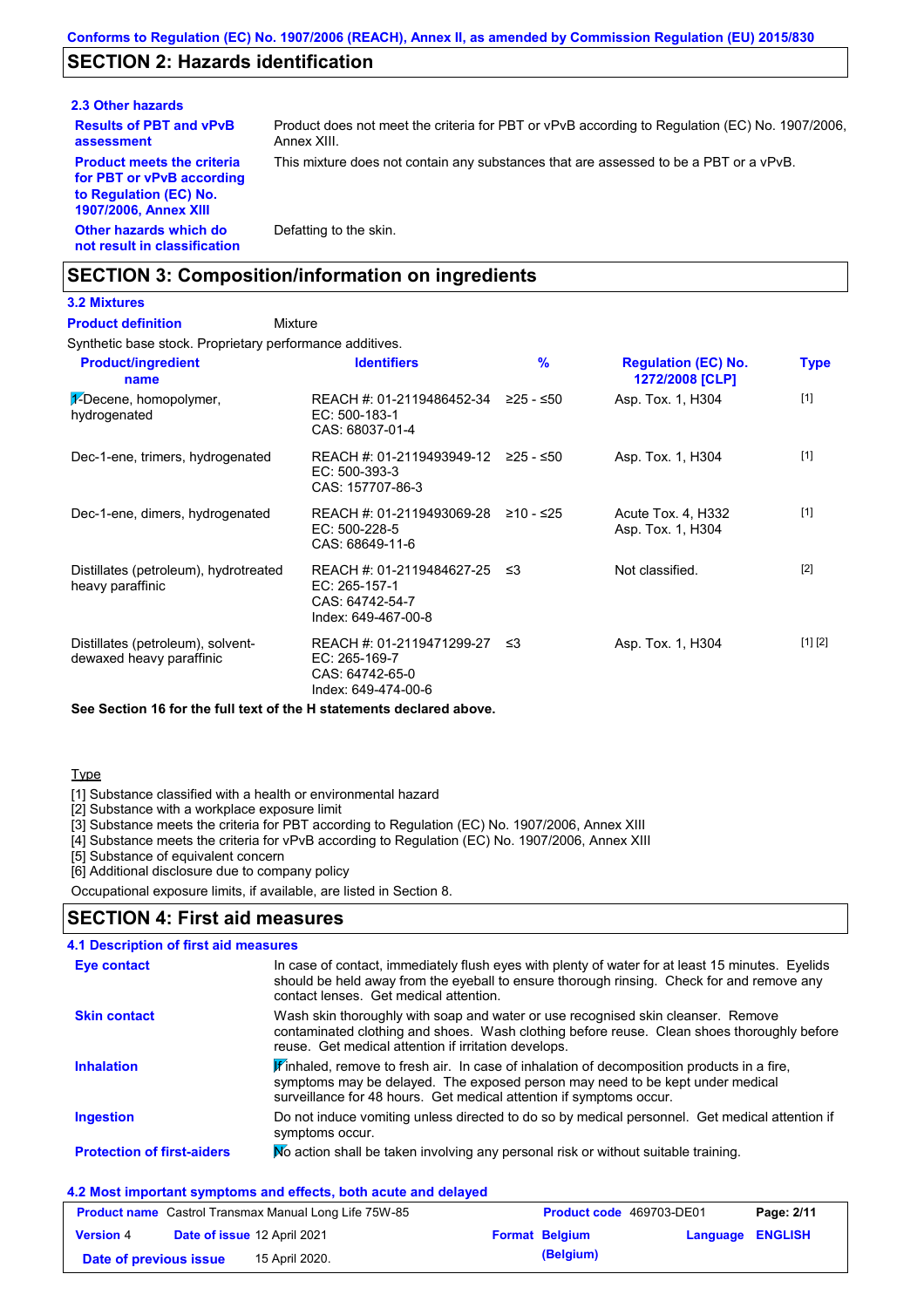## SECTION 2: Hazards identification

### 2.3 Other hazards

| | |
|---|---|
| **Results of PBT and vPvB assessment** | Product does not meet the criteria for PBT or vPvB according to Regulation (EC) No. 1907/2006, Annex XIII. |
| **Product meets the criteria for PBT or vPvB according to Regulation (EC) No. 1907/2006, Annex XIII** | This mixture does not contain any substances that are assessed to be a PBT or a vPvB. |
| **Other hazards which do not result in classification** | Defatting to the skin. |

## SECTION 3: Composition/information on ingredients

### 3.2 Mixtures

**Product definition** Mixture

Synthetic base stock. Proprietary performance additives.

| Product/ingredient name | Identifiers | % | Regulation (EC) No. 1272/2008 [CLP] | Type |
|---|---|---|---|---|
| 1-Decene, homopolymer, hydrogenated | REACH #: 01-2119486452-34<br>EC: 500-183-1<br>CAS: 68037-01-4 | ≥25 - ≤50 | Asp. Tox. 1, H304 | [1] |
| Dec-1-ene, trimers, hydrogenated | REACH #: 01-2119493949-12<br>EC: 500-393-3<br>CAS: 157707-86-3 | ≥25 - ≤50 | Asp. Tox. 1, H304 | [1] |
| Dec-1-ene, dimers, hydrogenated | REACH #: 01-2119493069-28<br>EC: 500-228-5<br>CAS: 68649-11-6 | ≥10 - ≤25 | Acute Tox. 4, H332<br>Asp. Tox. 1, H304 | [1] |
| Distillates (petroleum), hydrotreated heavy paraffinic | REACH #: 01-2119484627-25<br>EC: 265-157-1<br>CAS: 64742-54-7<br>Index: 649-467-00-8 | ≤3 | Not classified. | [2] |
| Distillates (petroleum), solvent-dewaxed heavy paraffinic | REACH #: 01-2119471299-27<br>EC: 265-169-7<br>CAS: 64742-65-0<br>Index: 649-474-00-6 | ≤3 | Asp. Tox. 1, H304 | [1] [2] |

**See Section 16 for the full text of the H statements declared above.**

Type

[1] Substance classified with a health or environmental hazard
[2] Substance with a workplace exposure limit
[3] Substance meets the criteria for PBT according to Regulation (EC) No. 1907/2006, Annex XIII
[4] Substance meets the criteria for vPvB according to Regulation (EC) No. 1907/2006, Annex XIII
[5] Substance of equivalent concern
[6] Additional disclosure due to company policy

Occupational exposure limits, if available, are listed in Section 8.

## SECTION 4: First aid measures

### 4.1 Description of first aid measures

| | |
|---|---|
| **Eye contact** | In case of contact, immediately flush eyes with plenty of water for at least 15 minutes. Eyelids should be held away from the eyeball to ensure thorough rinsing. Check for and remove any contact lenses. Get medical attention. |
| **Skin contact** | Wash skin thoroughly with soap and water or use recognised skin cleanser. Remove contaminated clothing and shoes. Wash clothing before reuse. Clean shoes thoroughly before reuse. Get medical attention if irritation develops. |
| **Inhalation** | If inhaled, remove to fresh air. In case of inhalation of decomposition products in a fire, symptoms may be delayed. The exposed person may need to be kept under medical surveillance for 48 hours. Get medical attention if symptoms occur. |
| **Ingestion** | Do not induce vomiting unless directed to do so by medical personnel. Get medical attention if symptoms occur. |
| **Protection of first-aiders** | No action shall be taken involving any personal risk or without suitable training. |

### 4.2 Most important symptoms and effects, both acute and delayed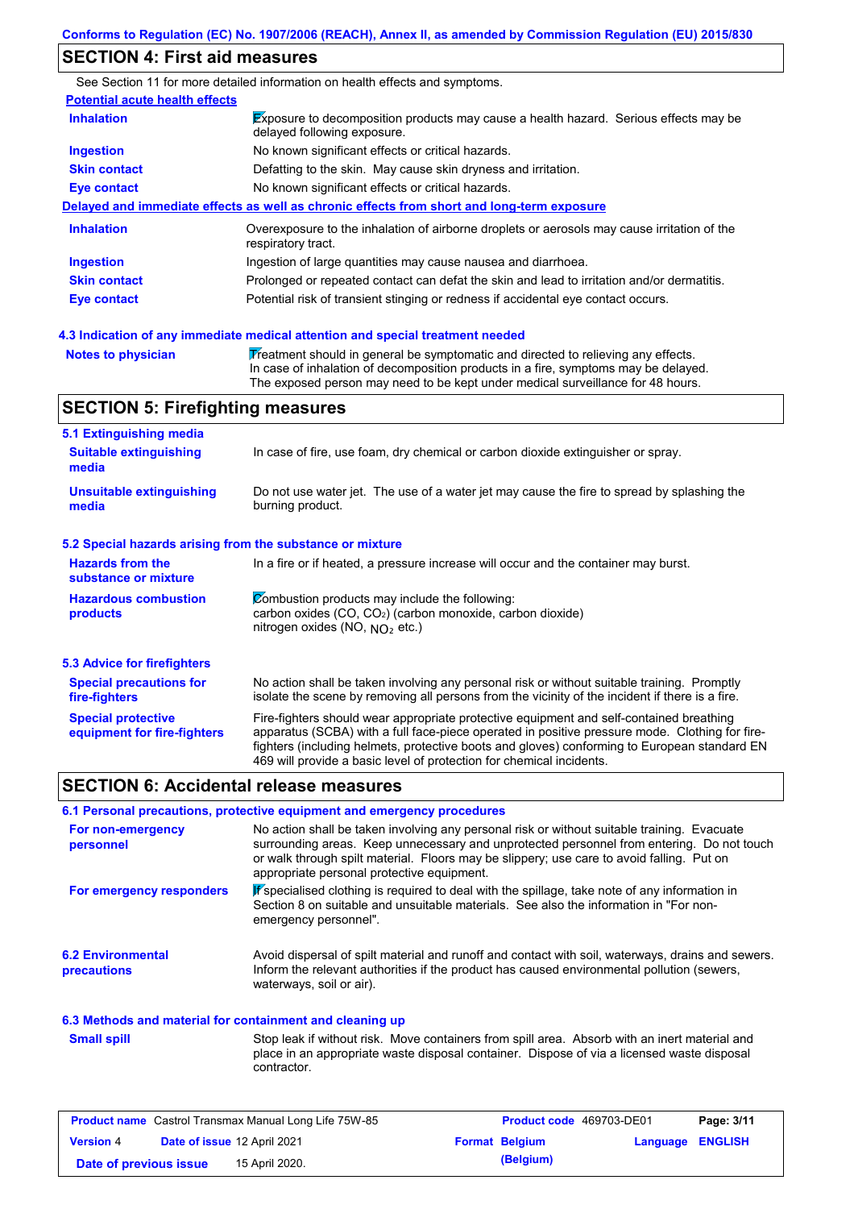## SECTION 4: First aid measures

See Section 11 for more detailed information on health effects and symptoms.

**Potential acute health effects**

| | |
|---|---|
| **Inhalation** | Exposure to decomposition products may cause a health hazard. Serious effects may be delayed following exposure. |
| **Ingestion** | No known significant effects or critical hazards. |
| **Skin contact** | Defatting to the skin. May cause skin dryness and irritation. |
| **Eye contact** | No known significant effects or critical hazards. |

**Delayed and immediate effects as well as chronic effects from short and long-term exposure**

| | |
|---|---|
| **Inhalation** | Overexposure to the inhalation of airborne droplets or aerosols may cause irritation of the respiratory tract. |
| **Ingestion** | Ingestion of large quantities may cause nausea and diarrhoea. |
| **Skin contact** | Prolonged or repeated contact can defat the skin and lead to irritation and/or dermatitis. |
| **Eye contact** | Potential risk of transient stinging or redness if accidental eye contact occurs. |

### 4.3 Indication of any immediate medical attention and special treatment needed

| | |
|---|---|
| **Notes to physician** | Treatment should in general be symptomatic and directed to relieving any effects. In case of inhalation of decomposition products in a fire, symptoms may be delayed. The exposed person may need to be kept under medical surveillance for 48 hours. |

## SECTION 5: Firefighting measures

### 5.1 Extinguishing media

| | |
|---|---|
| **Suitable extinguishing media** | In case of fire, use foam, dry chemical or carbon dioxide extinguisher or spray. |
| **Unsuitable extinguishing media** | Do not use water jet. The use of a water jet may cause the fire to spread by splashing the burning product. |

### 5.2 Special hazards arising from the substance or mixture

| | |
|---|---|
| **Hazards from the substance or mixture** | In a fire or if heated, a pressure increase will occur and the container may burst. |
| **Hazardous combustion products** | Combustion products may include the following: carbon oxides (CO, $CO_2$) (carbon monoxide, carbon dioxide) nitrogen oxides (NO, $NO_2$ etc.) |

### 5.3 Advice for firefighters

| | |
|---|---|
| **Special precautions for fire-fighters** | No action shall be taken involving any personal risk or without suitable training. Promptly isolate the scene by removing all persons from the vicinity of the incident if there is a fire. |
| **Special protective equipment for fire-fighters** | Fire-fighters should wear appropriate protective equipment and self-contained breathing apparatus (SCBA) with a full face-piece operated in positive pressure mode. Clothing for fire-fighters (including helmets, protective boots and gloves) conforming to European standard EN 469 will provide a basic level of protection for chemical incidents. |

## SECTION 6: Accidental release measures

### 6.1 Personal precautions, protective equipment and emergency procedures

| | |
|---|---|
| **For non-emergency personnel** | No action shall be taken involving any personal risk or without suitable training. Evacuate surrounding areas. Keep unnecessary and unprotected personnel from entering. Do not touch or walk through spilt material. Floors may be slippery; use care to avoid falling. Put on appropriate personal protective equipment. |
| **For emergency responders** | If specialised clothing is required to deal with the spillage, take note of any information in Section 8 on suitable and unsuitable materials. See also the information in "For non-emergency personnel". |

| | |
|---|---|
| **6.2 Environmental precautions** | Avoid dispersal of spilt material and runoff and contact with soil, waterways, drains and sewers. Inform the relevant authorities if the product has caused environmental pollution (sewers, waterways, soil or air). |

### 6.3 Methods and material for containment and cleaning up

| | |
|---|---|
| **Small spill** | Stop leak if without risk. Move containers from spill area. Absorb with an inert material and place in an appropriate waste disposal container. Dispose of via a licensed waste disposal contractor. |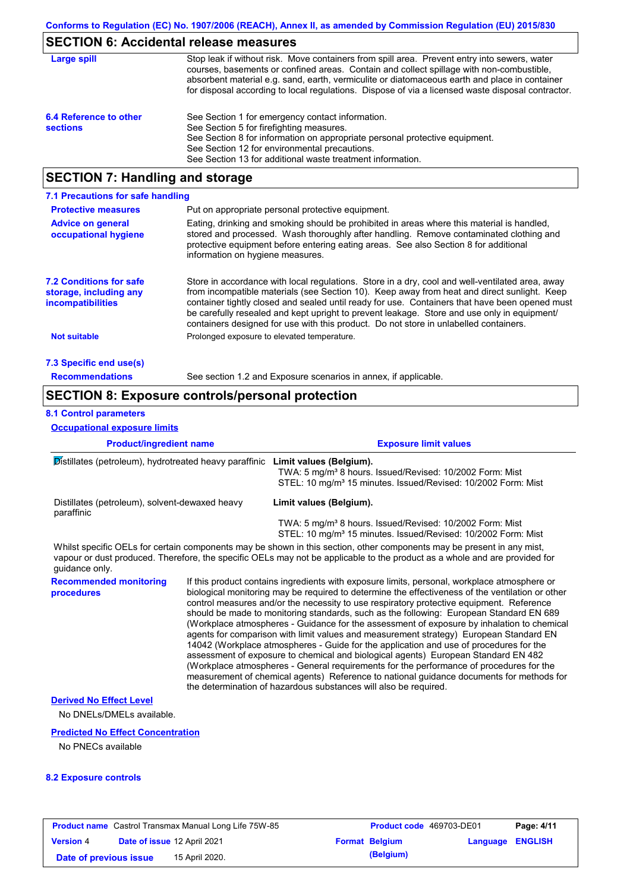## SECTION 6: Accidental release measures

**Large spill**

Stop leak if without risk. Move containers from spill area. Prevent entry into sewers, water courses, basements or confined areas. Contain and collect spillage with non-combustible, absorbent material e.g. sand, earth, vermiculite or diatomaceous earth and place in container for disposal according to local regulations. Dispose of via a licensed waste disposal contractor.

**6.4 Reference to other sections**

See Section 1 for emergency contact information.
See Section 5 for firefighting measures.
See Section 8 for information on appropriate personal protective equipment.
See Section 12 for environmental precautions.
See Section 13 for additional waste treatment information.

## SECTION 7: Handling and storage

### 7.1 Precautions for safe handling

**Protective measures**

Put on appropriate personal protective equipment.

**Advice on general occupational hygiene**

Eating, drinking and smoking should be prohibited in areas where this material is handled, stored and processed. Wash thoroughly after handling. Remove contaminated clothing and protective equipment before entering eating areas. See also Section 8 for additional information on hygiene measures.

**7.2 Conditions for safe storage, including any incompatibilities**

Store in accordance with local regulations. Store in a dry, cool and well-ventilated area, away from incompatible materials (see Section 10). Keep away from heat and direct sunlight. Keep container tightly closed and sealed until ready for use. Containers that have been opened must be carefully resealed and kept upright to prevent leakage. Store and use only in equipment/containers designed for use with this product. Do not store in unlabelled containers.

**Not suitable**

Prolonged exposure to elevated temperature.

### 7.3 Specific end use(s)

**Recommendations**

See section 1.2 and Exposure scenarios in annex, if applicable.

## SECTION 8: Exposure controls/personal protection

### 8.1 Control parameters

**Occupational exposure limits**

| Product/ingredient name | Exposure limit values |
|---|---|
| Distillates (petroleum), hydrotreated heavy paraffinic | **Limit values (Belgium).**<br>TWA: 5 mg/m³ 8 hours. Issued/Revised: 10/2002 Form: Mist<br>STEL: 10 mg/m³ 15 minutes. Issued/Revised: 10/2002 Form: Mist |
| Distillates (petroleum), solvent-dewaxed heavy paraffinic | **Limit values (Belgium).**<br>TWA: 5 mg/m³ 8 hours. Issued/Revised: 10/2002 Form: Mist<br>STEL: 10 mg/m³ 15 minutes. Issued/Revised: 10/2002 Form: Mist |

Whilst specific OELs for certain components may be shown in this section, other components may be present in any mist, vapour or dust produced. Therefore, the specific OELs may not be applicable to the product as a whole and are provided for guidance only.

**Recommended monitoring procedures**

If this product contains ingredients with exposure limits, personal, workplace atmosphere or biological monitoring may be required to determine the effectiveness of the ventilation or other control measures and/or the necessity to use respiratory protective equipment. Reference should be made to monitoring standards, such as the following: European Standard EN 689 (Workplace atmospheres - Guidance for the assessment of exposure by inhalation to chemical agents for comparison with limit values and measurement strategy) European Standard EN 14042 (Workplace atmospheres - Guide for the application and use of procedures for the assessment of exposure to chemical and biological agents) European Standard EN 482 (Workplace atmospheres - General requirements for the performance of procedures for the measurement of chemical agents) Reference to national guidance documents for methods for the determination of hazardous substances will also be required.

**Derived No Effect Level**

No DNELs/DMELs available.

**Predicted No Effect Concentration**

No PNECs available

### 8.2 Exposure controls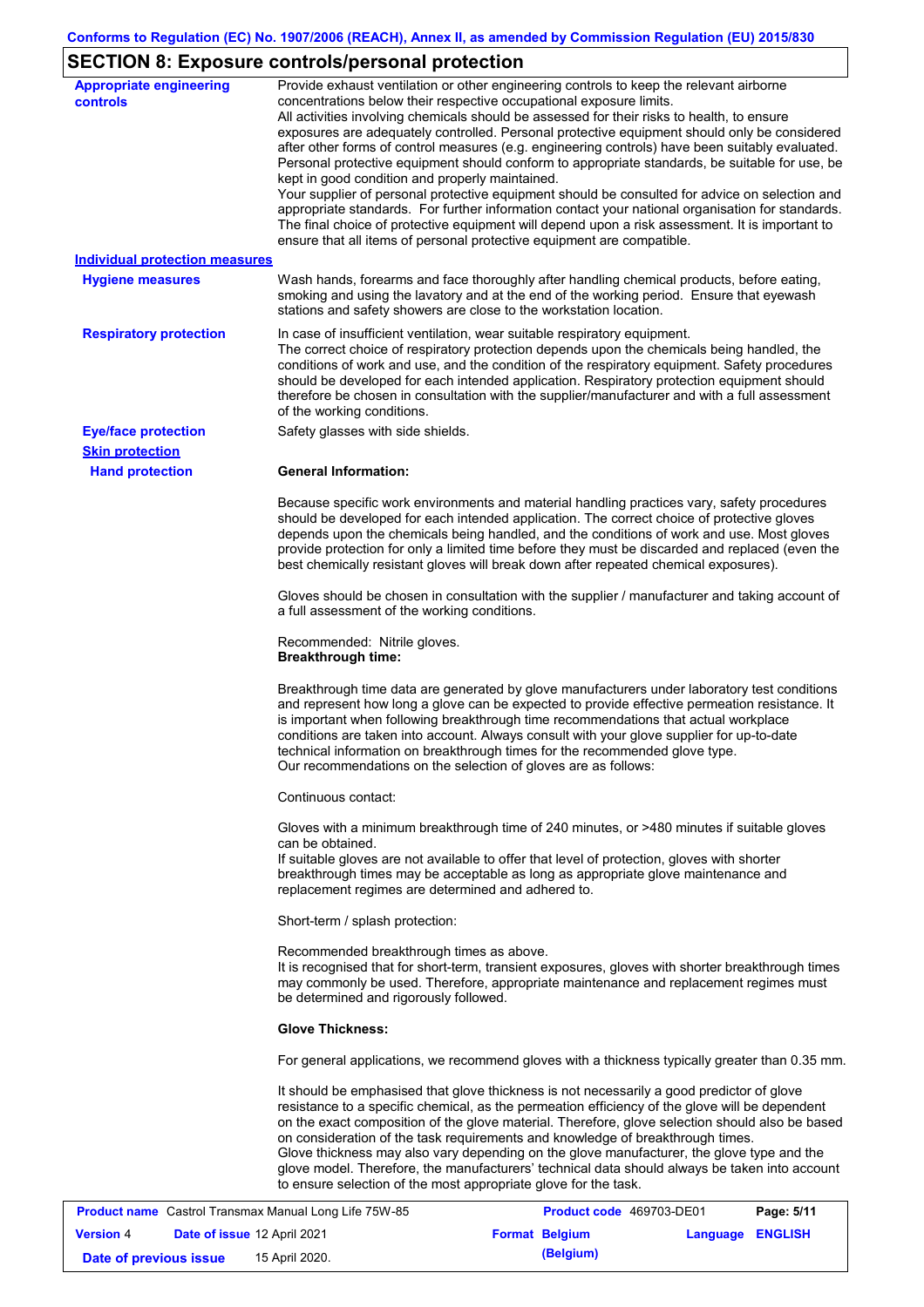## SECTION 8: Exposure controls/personal protection

**Appropriate engineering controls**

Provide exhaust ventilation or other engineering controls to keep the relevant airborne concentrations below their respective occupational exposure limits.
All activities involving chemicals should be assessed for their risks to health, to ensure exposures are adequately controlled. Personal protective equipment should only be considered after other forms of control measures (e.g. engineering controls) have been suitably evaluated. Personal protective equipment should conform to appropriate standards, be suitable for use, be kept in good condition and properly maintained.
Your supplier of personal protective equipment should be consulted for advice on selection and appropriate standards. For further information contact your national organisation for standards.
The final choice of protective equipment will depend upon a risk assessment. It is important to ensure that all items of personal protective equipment are compatible.

**Individual protection measures**

**Hygiene measures**

Wash hands, forearms and face thoroughly after handling chemical products, before eating, smoking and using the lavatory and at the end of the working period. Ensure that eyewash stations and safety showers are close to the workstation location.

**Respiratory protection**

In case of insufficient ventilation, wear suitable respiratory equipment.
The correct choice of respiratory protection depends upon the chemicals being handled, the conditions of work and use, and the condition of the respiratory equipment. Safety procedures should be developed for each intended application. Respiratory protection equipment should therefore be chosen in consultation with the supplier/manufacturer and with a full assessment of the working conditions.

**Eye/face protection**

Safety glasses with side shields.

**Skin protection**

**Hand protection**

**General Information:**

Because specific work environments and material handling practices vary, safety procedures should be developed for each intended application. The correct choice of protective gloves depends upon the chemicals being handled, and the conditions of work and use. Most gloves provide protection for only a limited time before they must be discarded and replaced (even the best chemically resistant gloves will break down after repeated chemical exposures).

Gloves should be chosen in consultation with the supplier / manufacturer and taking account of a full assessment of the working conditions.

Recommended: Nitrile gloves.
**Breakthrough time:**

Breakthrough time data are generated by glove manufacturers under laboratory test conditions and represent how long a glove can be expected to provide effective permeation resistance. It is important when following breakthrough time recommendations that actual workplace conditions are taken into account. Always consult with your glove supplier for up-to-date technical information on breakthrough times for the recommended glove type.
Our recommendations on the selection of gloves are as follows:

Continuous contact:

Gloves with a minimum breakthrough time of 240 minutes, or >480 minutes if suitable gloves can be obtained.
If suitable gloves are not available to offer that level of protection, gloves with shorter breakthrough times may be acceptable as long as appropriate glove maintenance and replacement regimes are determined and adhered to.

Short-term / splash protection:

Recommended breakthrough times as above.
It is recognised that for short-term, transient exposures, gloves with shorter breakthrough times may commonly be used. Therefore, appropriate maintenance and replacement regimes must be determined and rigorously followed.

**Glove Thickness:**

For general applications, we recommend gloves with a thickness typically greater than 0.35 mm.

It should be emphasised that glove thickness is not necessarily a good predictor of glove resistance to a specific chemical, as the permeation efficiency of the glove will be dependent on the exact composition of the glove material. Therefore, glove selection should also be based on consideration of the task requirements and knowledge of breakthrough times.
Glove thickness may also vary depending on the glove manufacturer, the glove type and the glove model. Therefore, the manufacturers' technical data should always be taken into account to ensure selection of the most appropriate glove for the task.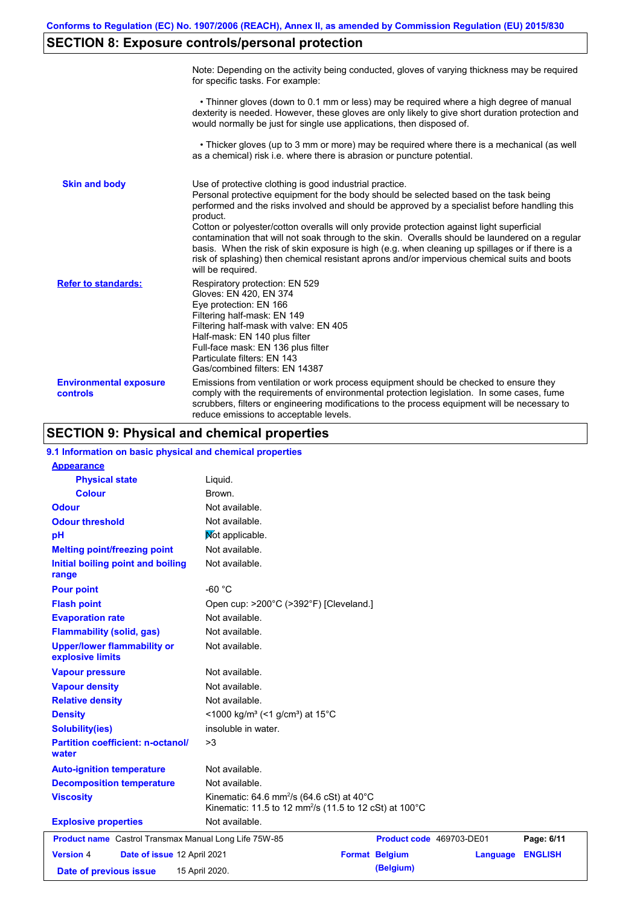## SECTION 8: Exposure controls/personal protection

| | |
|---|---|
| | Note: Depending on the activity being conducted, gloves of varying thickness may be required for specific tasks. For example:<br><br>• Thinner gloves (down to 0.1 mm or less) may be required where a high degree of manual dexterity is needed. However, these gloves are only likely to give short duration protection and would normally be just for single use applications, then disposed of.<br><br>• Thicker gloves (up to 3 mm or more) may be required where there is a mechanical (as well as a chemical) risk i.e. where there is abrasion or puncture potential. |
| **Skin and body** | Use of protective clothing is good industrial practice.<br>Personal protective equipment for the body should be selected based on the task being performed and the risks involved and should be approved by a specialist before handling this product.<br>Cotton or polyester/cotton overalls will only provide protection against light superficial contamination that will not soak through to the skin. Overalls should be laundered on a regular basis. When the risk of skin exposure is high (e.g. when cleaning up spillages or if there is a risk of splashing) then chemical resistant aprons and/or impervious chemical suits and boots will be required. |
| **Refer to standards:** | Respiratory protection: EN 529<br>Gloves: EN 420, EN 374<br>Eye protection: EN 166<br>Filtering half-mask: EN 149<br>Filtering half-mask with valve: EN 405<br>Half-mask: EN 140 plus filter<br>Full-face mask: EN 136 plus filter<br>Particulate filters: EN 143<br>Gas/combined filters: EN 14387 |
| **Environmental exposure controls** | Emissions from ventilation or work process equipment should be checked to ensure they comply with the requirements of environmental protection legislation. In some cases, fume scrubbers, filters or engineering modifications to the process equipment will be necessary to reduce emissions to acceptable levels. |

## SECTION 9: Physical and chemical properties

### 9.1 Information on basic physical and chemical properties

| | |
|---|---|
| **Appearance** | |
| **Physical state** | Liquid. |
| **Colour** | Brown. |
| **Odour** | Not available. |
| **Odour threshold** | Not available. |
| **pH** | Not applicable. |
| **Melting point/freezing point** | Not available. |
| **Initial boiling point and boiling range** | Not available. |
| **Pour point** | -60 °C |
| **Flash point** | Open cup: >200°C (>392°F) [Cleveland.] |
| **Evaporation rate** | Not available. |
| **Flammability (solid, gas)** | Not available. |
| **Upper/lower flammability or explosive limits** | Not available. |
| **Vapour pressure** | Not available. |
| **Vapour density** | Not available. |
| **Relative density** | Not available. |
| **Density** | <1000 kg/m³ (<1 g/cm³) at 15°C |
| **Solubility(ies)** | insoluble in water. |
| **Partition coefficient: n-octanol/ water** | >3 |
| **Auto-ignition temperature** | Not available. |
| **Decomposition temperature** | Not available. |
| **Viscosity** | Kinematic: 64.6 $mm^2/s$ (64.6 cSt) at 40°C<br>Kinematic: 11.5 to 12 $mm^2/s$ (11.5 to 12 cSt) at 100°C |
| **Explosive properties** | Not available. |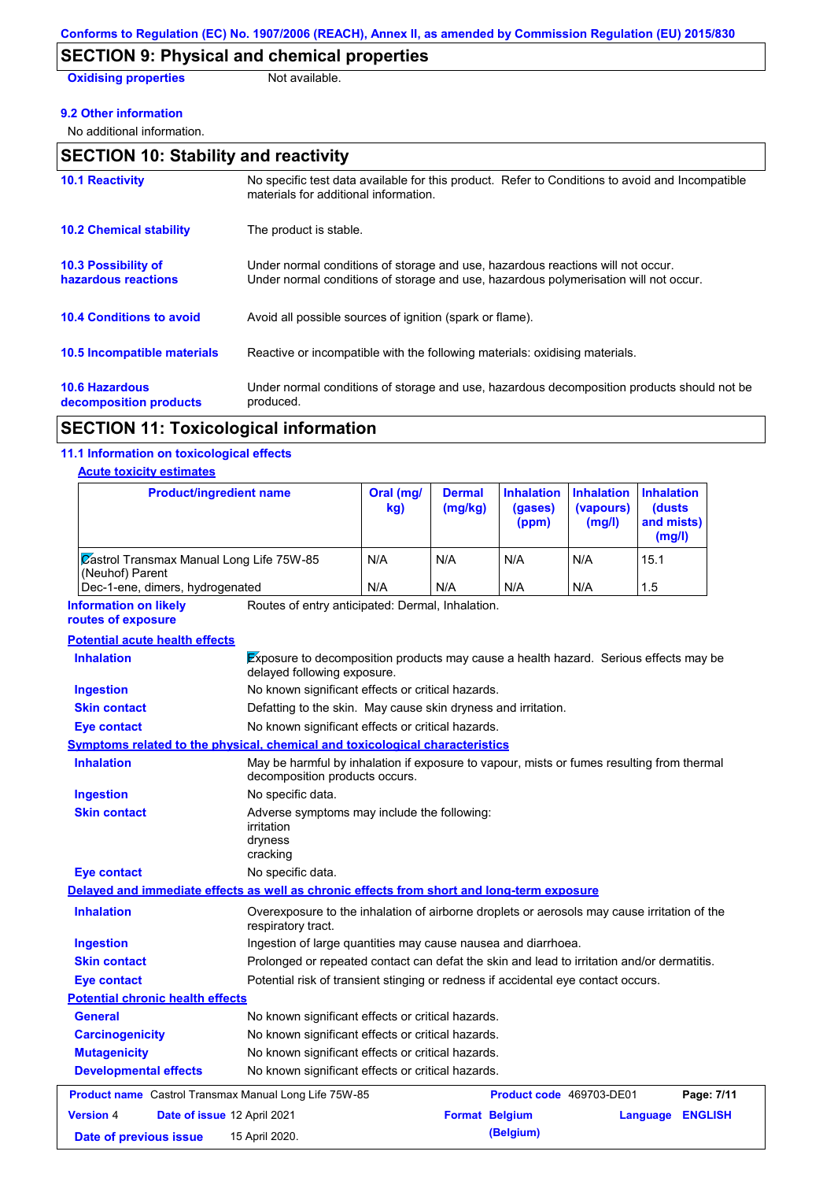Conforms to Regulation (EC) No. 1907/2006 (REACH), Annex II, as amended by Commission Regulation (EU) 2015/830

## SECTION 9: Physical and chemical properties

**Oxidising properties** Not available.

**9.2 Other information**

No additional information.

## SECTION 10: Stability and reactivity

**10.1 Reactivity**
No specific test data available for this product. Refer to Conditions to avoid and Incompatible materials for additional information.

**10.2 Chemical stability**
The product is stable.

**10.3 Possibility of hazardous reactions**
Under normal conditions of storage and use, hazardous reactions will not occur.
Under normal conditions of storage and use, hazardous polymerisation will not occur.

**10.4 Conditions to avoid**
Avoid all possible sources of ignition (spark or flame).

**10.5 Incompatible materials**
Reactive or incompatible with the following materials: oxidising materials.

**10.6 Hazardous decomposition products**
Under normal conditions of storage and use, hazardous decomposition products should not be produced.

## SECTION 11: Toxicological information

**11.1 Information on toxicological effects**

**Acute toxicity estimates**

| Product/ingredient name | Oral (mg/kg) | Dermal (mg/kg) | Inhalation (gases) (ppm) | Inhalation (vapours) (mg/l) | Inhalation (dusts and mists) (mg/l) |
|---|---|---|---|---|---|
| Castrol Transmax Manual Long Life 75W-85 (Neuhof) Parent | N/A | N/A | N/A | N/A | 15.1 |
| Dec-1-ene, dimers, hydrogenated | N/A | N/A | N/A | N/A | 1.5 |

**Information on likely routes of exposure** Routes of entry anticipated: Dermal, Inhalation.

**Potential acute health effects**

**Inhalation** Exposure to decomposition products may cause a health hazard. Serious effects may be delayed following exposure.
**Ingestion** No known significant effects or critical hazards.
**Skin contact** Defatting to the skin. May cause skin dryness and irritation.
**Eye contact** No known significant effects or critical hazards.

**Symptoms related to the physical, chemical and toxicological characteristics**

**Inhalation** May be harmful by inhalation if exposure to vapour, mists or fumes resulting from thermal decomposition products occurs.
**Ingestion** No specific data.
**Skin contact** Adverse symptoms may include the following:
irritation
dryness
cracking
**Eye contact** No specific data.

**Delayed and immediate effects as well as chronic effects from short and long-term exposure**

**Inhalation** Overexposure to the inhalation of airborne droplets or aerosols may cause irritation of the respiratory tract.
**Ingestion** Ingestion of large quantities may cause nausea and diarrhoea.
**Skin contact** Prolonged or repeated contact can defat the skin and lead to irritation and/or dermatitis.
**Eye contact** Potential risk of transient stinging or redness if accidental eye contact occurs.

**Potential chronic health effects**

**General** No known significant effects or critical hazards.
**Carcinogenicity** No known significant effects or critical hazards.
**Mutagenicity** No known significant effects or critical hazards.
**Developmental effects** No known significant effects or critical hazards.

| **Product name** Castrol Transmax Manual Long Life 75W-85 | | **Product code** 469703-DE01 | |
|---|---|---|---|
| **Version** 4 | **Date of issue** 12 April 2021 | **Format** Belgium (Belgium) | **Language** ENGLISH |
| **Date of previous issue** | 15 April 2020. | | |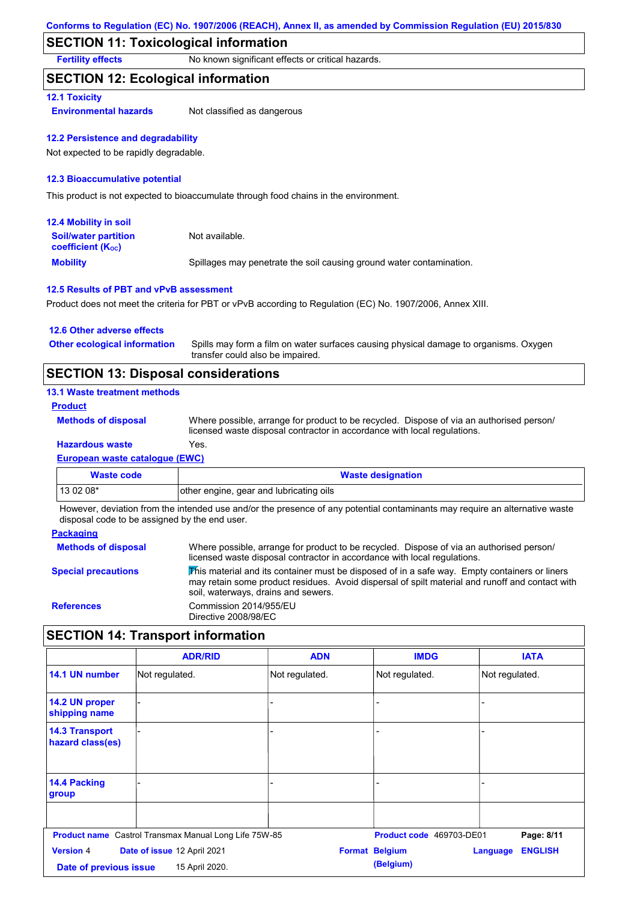## SECTION 11: Toxicological information

**Fertility effects** No known significant effects or critical hazards.

## SECTION 12: Ecological information

### 12.1 Toxicity

**Environmental hazards** Not classified as dangerous

### 12.2 Persistence and degradability

Not expected to be rapidly degradable.

### 12.3 Bioaccumulative potential

This product is not expected to bioaccumulate through food chains in the environment.

### 12.4 Mobility in soil

**Soil/water partition coefficient ($K_{OC}$)** Not available.

**Mobility** Spillages may penetrate the soil causing ground water contamination.

### 12.5 Results of PBT and vPvB assessment

Product does not meet the criteria for PBT or vPvB according to Regulation (EC) No. 1907/2006, Annex XIII.

### 12.6 Other adverse effects

**Other ecological information** Spills may form a film on water surfaces causing physical damage to organisms. Oxygen transfer could also be impaired.

## SECTION 13: Disposal considerations

### 13.1 Waste treatment methods

**Product**

**Methods of disposal** Where possible, arrange for product to be recycled. Dispose of via an authorised person/ licensed waste disposal contractor in accordance with local regulations.

**Hazardous waste** Yes.

**European waste catalogue (EWC)**

| Waste code | Waste designation |
|---|---|
| 13 02 08* | other engine, gear and lubricating oils |

However, deviation from the intended use and/or the presence of any potential contaminants may require an alternative waste disposal code to be assigned by the end user.

**Packaging**

**Methods of disposal** Where possible, arrange for product to be recycled. Dispose of via an authorised person/ licensed waste disposal contractor in accordance with local regulations.

**Special precautions** This material and its container must be disposed of in a safe way. Empty containers or liners may retain some product residues. Avoid dispersal of spilt material and runoff and contact with soil, waterways, drains and sewers.

**References** Commission 2014/955/EU
Directive 2008/98/EC

## SECTION 14: Transport information

| | ADR/RID | ADN | IMDG | IATA |
|---|---|---|---|---|
| 14.1 UN number | Not regulated. | Not regulated. | Not regulated. | Not regulated. |
| 14.2 UN proper shipping name | - | - | - | - |
| 14.3 Transport hazard class(es) | - | - | - | - |
| 14.4 Packing group | - | - | - | - |
| | | | | |

**Product name** Castrol Transmax Manual Long Life 75W-85 **Product code** 469703-DE01
**Version** 4 **Date of issue** 12 April 2021 **Format** Belgium (Belgium) **Language** ENGLISH
**Date of previous issue** 15 April 2020.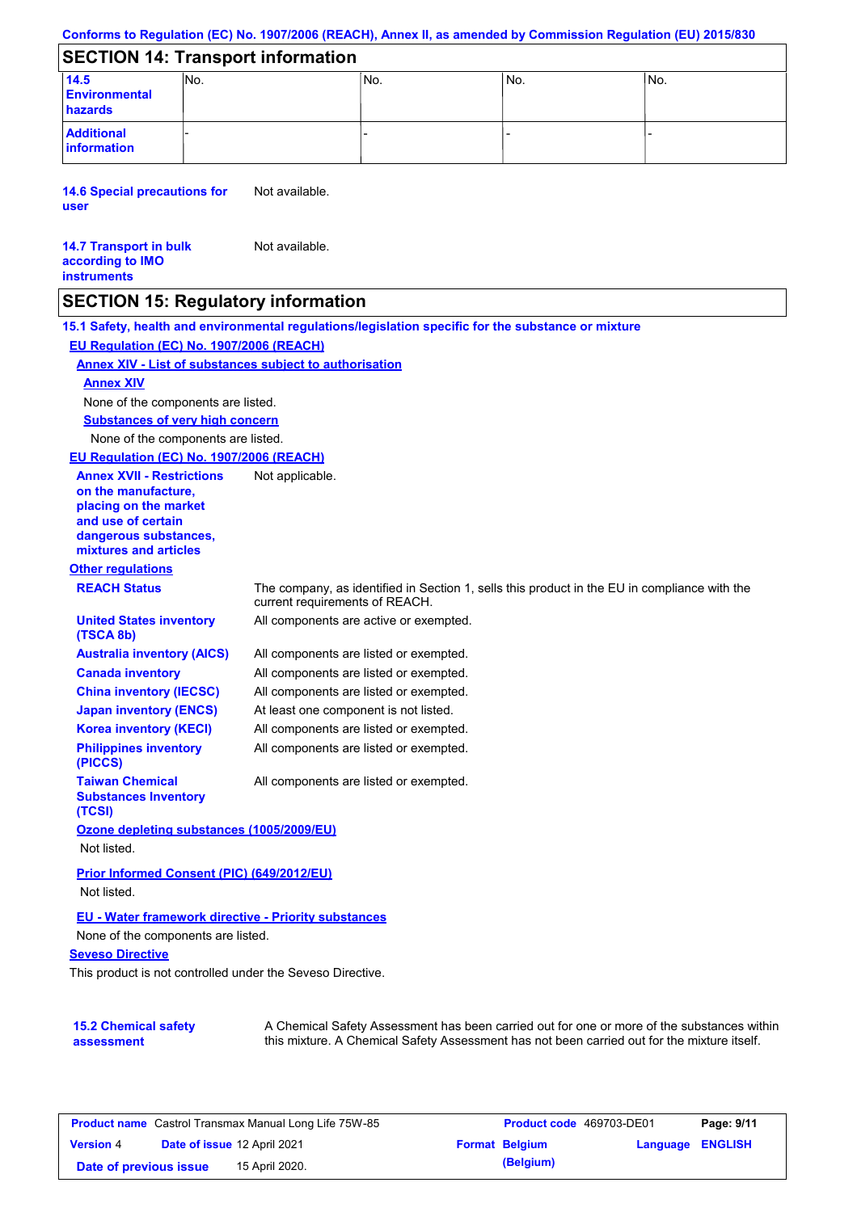## SECTION 14: Transport information

| | | | | |
|---|---|---|---|---|
| **14.5 Environmental hazards** | No. | No. | No. | No. |
| **Additional information** | - | - | - | - |

**14.6 Special precautions for user** Not available.

**14.7 Transport in bulk according to IMO instruments** Not available.

## SECTION 15: Regulatory information

**15.1 Safety, health and environmental regulations/legislation specific for the substance or mixture**

**EU Regulation (EC) No. 1907/2006 (REACH)**

**Annex XIV - List of substances subject to authorisation**

**Annex XIV**

None of the components are listed.

**Substances of very high concern**

None of the components are listed.

**EU Regulation (EC) No. 1907/2006 (REACH)**

**Annex XVII - Restrictions on the manufacture, placing on the market and use of certain dangerous substances, mixtures and articles** Not applicable.

**Other regulations**

| | |
|---|---|
| **REACH Status** | The company, as identified in Section 1, sells this product in the EU in compliance with the current requirements of REACH. |
| **United States inventory (TSCA 8b)** | All components are active or exempted. |
| **Australia inventory (AICS)** | All components are listed or exempted. |
| **Canada inventory** | All components are listed or exempted. |
| **China inventory (IECSC)** | All components are listed or exempted. |
| **Japan inventory (ENCS)** | At least one component is not listed. |
| **Korea inventory (KECI)** | All components are listed or exempted. |
| **Philippines inventory (PICCS)** | All components are listed or exempted. |
| **Taiwan Chemical Substances Inventory (TCSI)** | All components are listed or exempted. |

**Ozone depleting substances (1005/2009/EU)**

Not listed.

**Prior Informed Consent (PIC) (649/2012/EU)**

Not listed.

**EU - Water framework directive - Priority substances**

None of the components are listed.

**Seveso Directive**

This product is not controlled under the Seveso Directive.

**15.2 Chemical safety assessment** A Chemical Safety Assessment has been carried out for one or more of the substances within this mixture. A Chemical Safety Assessment has not been carried out for the mixture itself.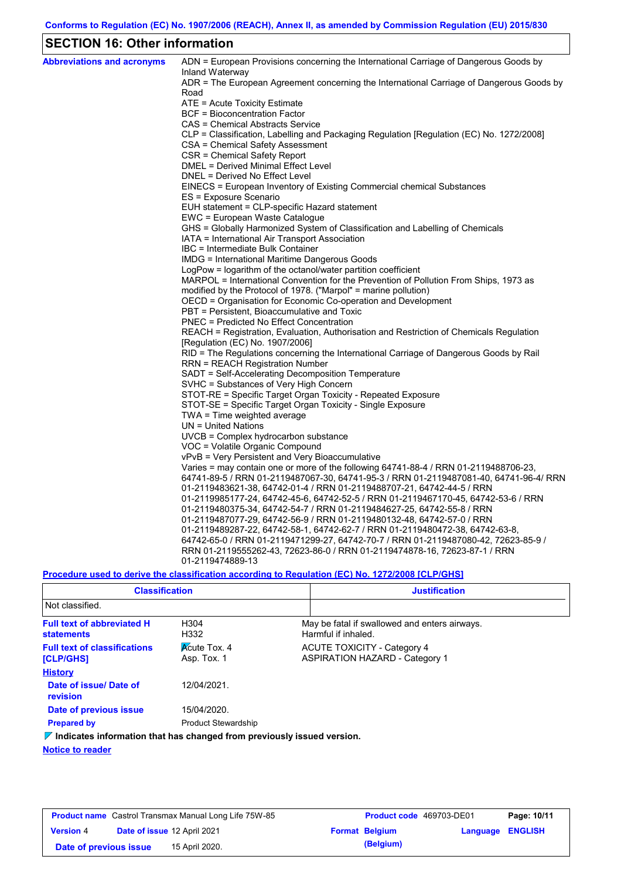Conforms to Regulation (EC) No. 1907/2006 (REACH), Annex II, as amended by Commission Regulation (EU) 2015/830

## SECTION 16: Other information

**Abbreviations and acronyms**

ADN = European Provisions concerning the International Carriage of Dangerous Goods by Inland Waterway
ADR = The European Agreement concerning the International Carriage of Dangerous Goods by Road
ATE = Acute Toxicity Estimate
BCF = Bioconcentration Factor
CAS = Chemical Abstracts Service
CLP = Classification, Labelling and Packaging Regulation [Regulation (EC) No. 1272/2008]
CSA = Chemical Safety Assessment
CSR = Chemical Safety Report
DMEL = Derived Minimal Effect Level
DNEL = Derived No Effect Level
EINECS = European Inventory of Existing Commercial chemical Substances
ES = Exposure Scenario
EUH statement = CLP-specific Hazard statement
EWC = European Waste Catalogue
GHS = Globally Harmonized System of Classification and Labelling of Chemicals
IATA = International Air Transport Association
IBC = Intermediate Bulk Container
IMDG = International Maritime Dangerous Goods
LogPow = logarithm of the octanol/water partition coefficient
MARPOL = International Convention for the Prevention of Pollution From Ships, 1973 as modified by the Protocol of 1978. ("Marpol" = marine pollution)
OECD = Organisation for Economic Co-operation and Development
PBT = Persistent, Bioaccumulative and Toxic
PNEC = Predicted No Effect Concentration
REACH = Registration, Evaluation, Authorisation and Restriction of Chemicals Regulation [Regulation (EC) No. 1907/2006]
RID = The Regulations concerning the International Carriage of Dangerous Goods by Rail
RRN = REACH Registration Number
SADT = Self-Accelerating Decomposition Temperature
SVHC = Substances of Very High Concern
STOT-RE = Specific Target Organ Toxicity - Repeated Exposure
STOT-SE = Specific Target Organ Toxicity - Single Exposure
TWA = Time weighted average
UN = United Nations
UVCB = Complex hydrocarbon substance
VOC = Volatile Organic Compound
vPvB = Very Persistent and Very Bioaccumulative
Varies = may contain one or more of the following 64741-88-4 / RRN 01-2119488706-23, 64741-89-5 / RRN 01-2119487067-30, 64741-95-3 / RRN 01-2119487081-40, 64741-96-4/ RRN 01-2119483621-38, 64742-01-4 / RRN 01-2119488707-21, 64742-44-5 / RRN 01-2119985177-24, 64742-45-6, 64742-52-5 / RRN 01-2119467170-45, 64742-53-6 / RRN 01-2119480375-34, 64742-54-7 / RRN 01-2119484627-25, 64742-55-8 / RRN 01-2119487077-29, 64742-56-9 / RRN 01-2119480132-48, 64742-57-0 / RRN 01-2119489287-22, 64742-58-1, 64742-62-7 / RRN 01-2119480472-38, 64742-63-8, 64742-65-0 / RRN 01-2119471299-27, 64742-70-7 / RRN 01-2119487080-42, 72623-85-9 / RRN 01-2119555262-43, 72623-86-0 / RRN 01-2119474878-16, 72623-87-1 / RRN 01-2119474889-13

**Procedure used to derive the classification according to Regulation (EC) No. 1272/2008 [CLP/GHS]**

| Classification | Justification |
|---|---|
| Not classified. | |

**Full text of abbreviated H statements**

| | |
|---|---|
| H304 | May be fatal if swallowed and enters airways. |
| H332 | Harmful if inhaled. |

**Full text of classifications [CLP/GHS]**

| | |
|---|---|
| Acute Tox. 4 | ACUTE TOXICITY - Category 4 |
| Asp. Tox. 1 | ASPIRATION HAZARD - Category 1 |

**History**

**Date of issue/ Date of revision:** 12/04/2021.

**Date of previous issue:** 15/04/2020.

**Prepared by:** Product Stewardship

**Indicates information that has changed from previously issued version.**

**Notice to reader**

| Product name | Castrol Transmax Manual Long Life 75W-85 | Product code | 469703-DE01 |
|---|---|---|---|
| Version 4 | Date of issue 12 April 2021 | Format Belgium (Belgium) | Language ENGLISH |
| Date of previous issue | 15 April 2020. | | |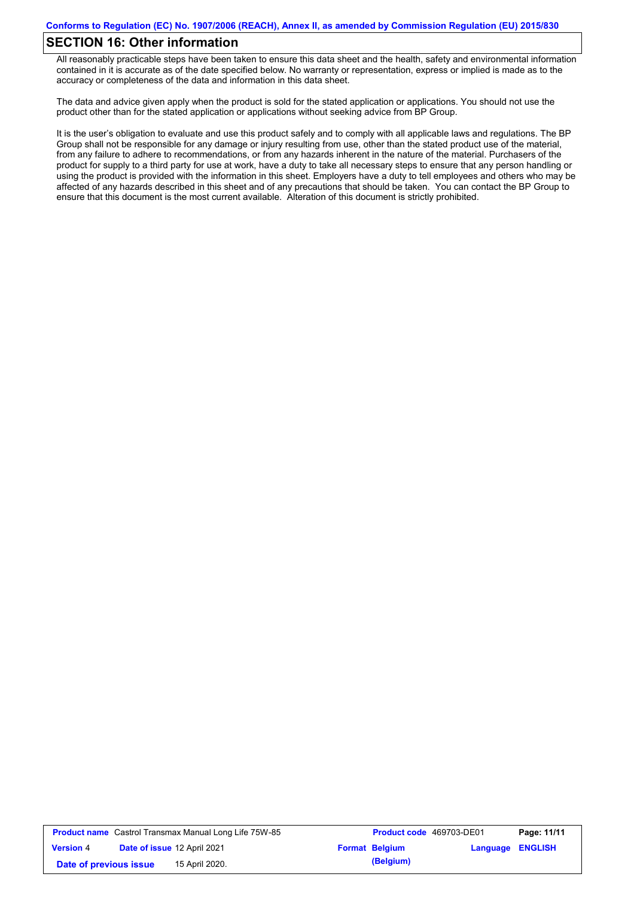## SECTION 16: Other information

All reasonably practicable steps have been taken to ensure this data sheet and the health, safety and environmental information contained in it is accurate as of the date specified below. No warranty or representation, express or implied is made as to the accuracy or completeness of the data and information in this data sheet.

The data and advice given apply when the product is sold for the stated application or applications. You should not use the product other than for the stated application or applications without seeking advice from BP Group.

It is the user's obligation to evaluate and use this product safely and to comply with all applicable laws and regulations. The BP Group shall not be responsible for any damage or injury resulting from use, other than the stated product use of the material, from any failure to adhere to recommendations, or from any hazards inherent in the nature of the material. Purchasers of the product for supply to a third party for use at work, have a duty to take all necessary steps to ensure that any person handling or using the product is provided with the information in this sheet. Employers have a duty to tell employees and others who may be affected of any hazards described in this sheet and of any precautions that should be taken. You can contact the BP Group to ensure that this document is the most current available. Alteration of this document is strictly prohibited.